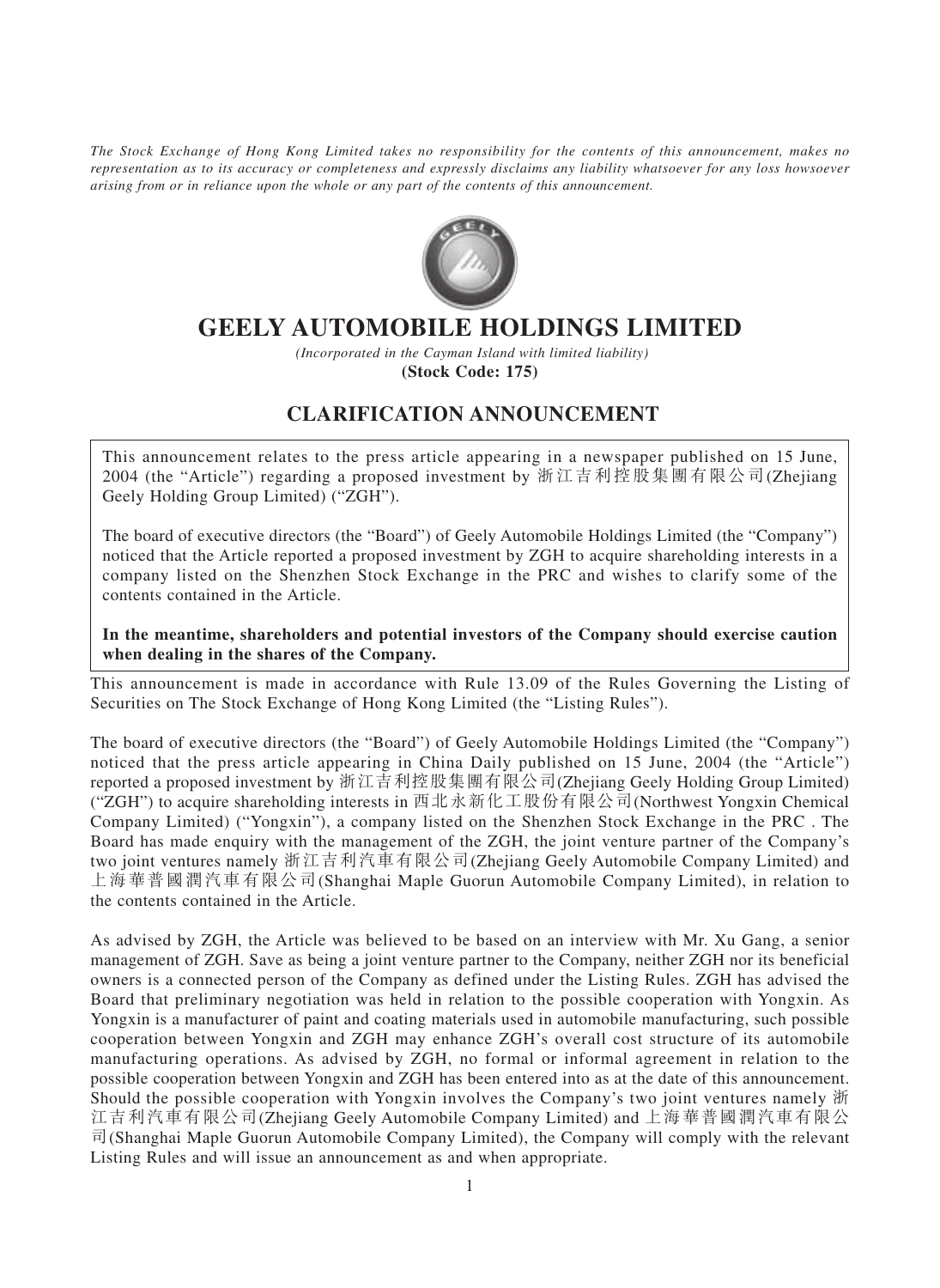*The Stock Exchange of Hong Kong Limited takes no responsibility for the contents of this announcement, makes no representation as to its accuracy or completeness and expressly disclaims any liability whatsoever for any loss howsoever arising from or in reliance upon the whole or any part of the contents of this announcement.*

# GEELY AUTOMOBILE HOLDINGS LIMITED

*(Incorporated in the Cayman Island with limited liability)*

**(Stock Code: 175)**

## CLARIFICATION ANNOUNCEMENT

This announcement relates to the press article appearing in a newspaper published on 15 June, 2004 (the "Article") regarding a proposed investment by 浙江吉利控股集團有限公司(Zhejiang Geely Holding Group Limited) ("ZGH").

The board of executive directors (the "Board") of Geely Automobile Holdings Limited (the "Company") noticed that the Article reported a proposed investment by ZGH to acquire shareholding interests in a company listed on the Shenzhen Stock Exchange in the PRC and wishes to clarify some of the contents contained in the Article.

**In the meantime, shareholders and potential investors of the Company should exercise caution when dealing in the shares of the Company.**

This announcement is made in accordance with Rule 13.09 of the Rules Governing the Listing of Securities on The Stock Exchange of Hong Kong Limited (the "Listing Rules").

The board of executive directors (the "Board") of Geely Automobile Holdings Limited (the "Company") noticed that the press article appearing in China Daily published on 15 June, 2004 (the "Article") reported a proposed investment by 浙江吉利控股集團有限公司(Zhejiang Geely Holding Group Limited) ("ZGH") to acquire shareholding interests in 西北永新化工股份有限公司(Northwest Yongxin Chemical Company Limited) ("Yongxin"), a company listed on the Shenzhen Stock Exchange in the PRC . The Board has made enquiry with the management of the ZGH, the joint venture partner of the Company's two joint ventures namely 浙江吉利汽車有限公司(Zhejiang Geely Automobile Company Limited) and 上海華普國潤汽車有限公司(Shanghai Maple Guorun Automobile Company Limited), in relation to the contents contained in the Article.

As advised by ZGH, the Article was believed to be based on an interview with Mr. Xu Gang, a senior management of ZGH. Save as being a joint venture partner to the Company, neither ZGH nor its beneficial owners is a connected person of the Company as defined under the Listing Rules. ZGH has advised the Board that preliminary negotiation was held in relation to the possible cooperation with Yongxin. As Yongxin is a manufacturer of paint and coating materials used in automobile manufacturing, such possible cooperation between Yongxin and ZGH may enhance ZGH's overall cost structure of its automobile manufacturing operations. As advised by ZGH, no formal or informal agreement in relation to the possible cooperation between Yongxin and ZGH has been entered into as at the date of this announcement. Should the possible cooperation with Yongxin involves the Company's two joint ventures namely 浙江吉利汽車有限公司(Zhejiang Geely Automobile Company Limited) and 上海華普國潤汽車有限公司(Shanghai Maple Guorun Automobile Company Limited), the Company will comply with the relevant Listing Rules and will issue an announcement as and when appropriate.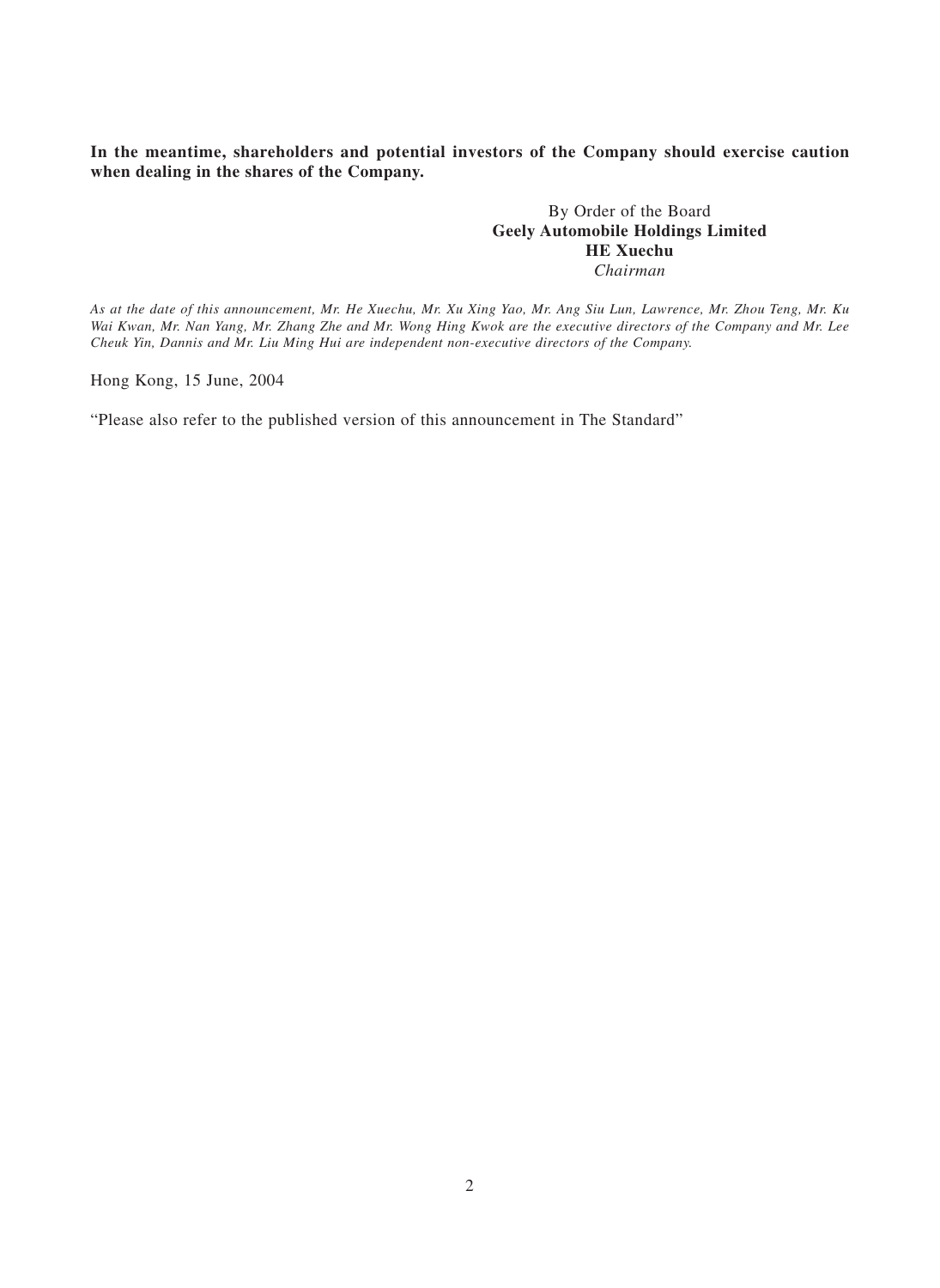**In the meantime, shareholders and potential investors of the Company should exercise caution when dealing in the shares of the Company.**

By Order of the Board
**Geely Automobile Holdings Limited**
**HE Xuechu**
*Chairman*

*As at the date of this announcement, Mr. He Xuechu, Mr. Xu Xing Yao, Mr. Ang Siu Lun, Lawrence, Mr. Zhou Teng, Mr. Ku Wai Kwan, Mr. Nan Yang, Mr. Zhang Zhe and Mr. Wong Hing Kwok are the executive directors of the Company and Mr. Lee Cheuk Yin, Dannis and Mr. Liu Ming Hui are independent non-executive directors of the Company.*

Hong Kong, 15 June, 2004

"Please also refer to the published version of this announcement in The Standard"